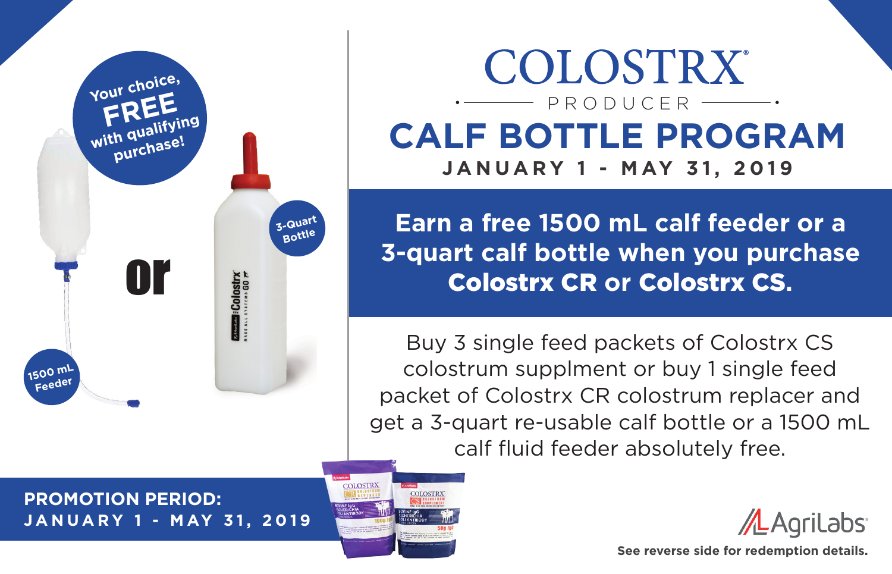# COLOSTRX®

PRODUCER

# CALF BOTTLE PROGRAM

**JANUARY 1 - MAY 31, 2019**

Your choice, **FREE** with qualifying purchase!

1500 mL Feeder

or

3-Quart Bottle

## Earn a free 1500 mL calf feeder or a 3-quart calf bottle when you purchase Colostrx CR or Colostrx CS.

Buy 3 single feed packets of Colostrx CS colostrum supplment or buy 1 single feed packet of Colostrx CR colostrum replacer and get a 3-quart re-usable calf bottle or a 1500 mL calf fluid feeder absolutely free.

**PROMOTION PERIOD:**
**JANUARY 1 - MAY 31, 2019**

AgriLabs®

**See reverse side for redemption details.**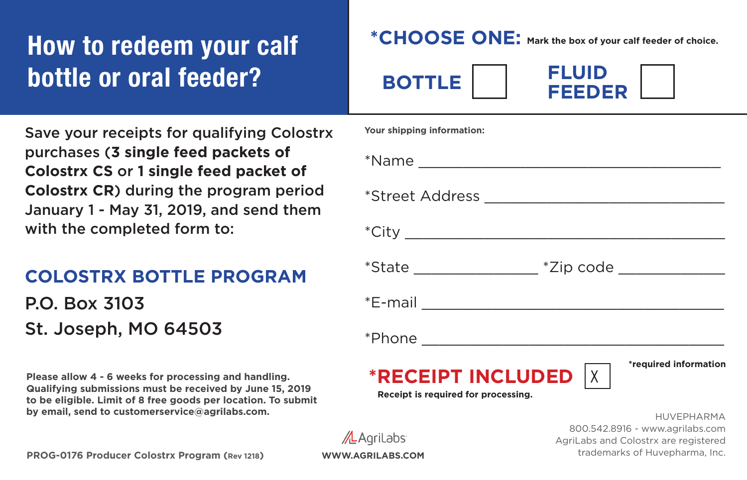# How to redeem your calf bottle or oral feeder?

Save your receipts for qualifying Colostrx purchases (**3 single feed packets of Colostrx CS** or **1 single feed packet of Colostrx CR**) during the program period January 1 - May 31, 2019, and send them with the completed form to:

## COLOSTRX BOTTLE PROGRAM

P.O. Box 3103

St. Joseph, MO 64503

**Please allow 4 - 6 weeks for processing and handling. Qualifying submissions must be received by June 15, 2019 to be eligible. Limit of 8 free goods per location. To submit by email, send to customerservice@agrilabs.com.**

## *CHOOSE ONE: Mark the box of your calf feeder of choice.

**BOTTLE** ☐ **FLUID FEEDER** ☐

**Your shipping information:**

*Name ______________________________

*Street Address ______________________________

*City ______________________________

*State ______________ *Zip code ______________

*E-mail ______________________________

*Phone ______________________________

**\*RECEIPT INCLUDED** ☒

**Receipt is required for processing.**

**\*required information**

HUVEPHARMA
800.542.8916 - www.agrilabs.com
AgriLabs and Colostrx are registered trademarks of Huvepharma, Inc.

AgriLabs
**WWW.AGRILABS.COM**

**PROG-0176 Producer Colostrx Program (Rev 1218)**